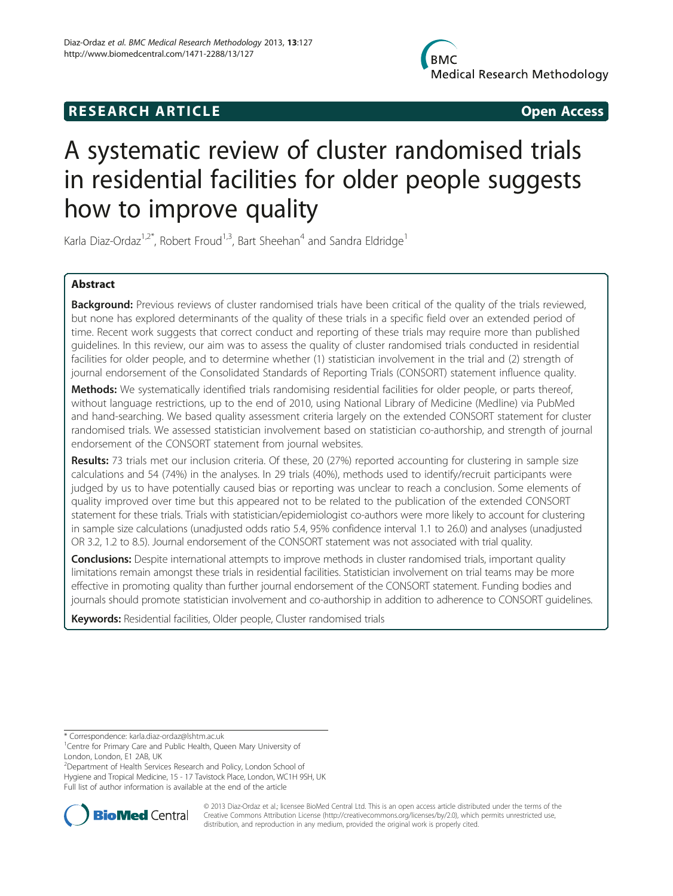**RESEARCH ARTICLE** **Open Access**

# A systematic review of cluster randomised trials in residential facilities for older people suggests how to improve quality

Karla Diaz-Ordaz[1,2*], Robert Froud[1,3], Bart Sheehan[4] and Sandra Eldridge[1]

## Abstract

**Background:** Previous reviews of cluster randomised trials have been critical of the quality of the trials reviewed, but none has explored determinants of the quality of these trials in a specific field over an extended period of time. Recent work suggests that correct conduct and reporting of these trials may require more than published guidelines. In this review, our aim was to assess the quality of cluster randomised trials conducted in residential facilities for older people, and to determine whether (1) statistician involvement in the trial and (2) strength of journal endorsement of the Consolidated Standards of Reporting Trials (CONSORT) statement influence quality.

**Methods:** We systematically identified trials randomising residential facilities for older people, or parts thereof, without language restrictions, up to the end of 2010, using National Library of Medicine (Medline) via PubMed and hand-searching. We based quality assessment criteria largely on the extended CONSORT statement for cluster randomised trials. We assessed statistician involvement based on statistician co-authorship, and strength of journal endorsement of the CONSORT statement from journal websites.

**Results:** 73 trials met our inclusion criteria. Of these, 20 (27%) reported accounting for clustering in sample size calculations and 54 (74%) in the analyses. In 29 trials (40%), methods used to identify/recruit participants were judged by us to have potentially caused bias or reporting was unclear to reach a conclusion. Some elements of quality improved over time but this appeared not to be related to the publication of the extended CONSORT statement for these trials. Trials with statistician/epidemiologist co-authors were more likely to account for clustering in sample size calculations (unadjusted odds ratio 5.4, 95% confidence interval 1.1 to 26.0) and analyses (unadjusted OR 3.2, 1.2 to 8.5). Journal endorsement of the CONSORT statement was not associated with trial quality.

**Conclusions:** Despite international attempts to improve methods in cluster randomised trials, important quality limitations remain amongst these trials in residential facilities. Statistician involvement on trial teams may be more effective in promoting quality than further journal endorsement of the CONSORT statement. Funding bodies and journals should promote statistician involvement and co-authorship in addition to adherence to CONSORT guidelines.

**Keywords:** Residential facilities, Older people, Cluster randomised trials

---

* Correspondence: karla.diaz-ordaz@lshtm.ac.uk
[1]Centre for Primary Care and Public Health, Queen Mary University of London, London, E1 2AB, UK
[2]Department of Health Services Research and Policy, London School of Hygiene and Tropical Medicine, 15 - 17 Tavistock Place, London, WC1H 9SH, UK
Full list of author information is available at the end of the article

© 2013 Diaz-Ordaz et al.; licensee BioMed Central Ltd. This is an open access article distributed under the terms of the Creative Commons Attribution License (http://creativecommons.org/licenses/by/2.0), which permits unrestricted use, distribution, and reproduction in any medium, provided the original work is properly cited.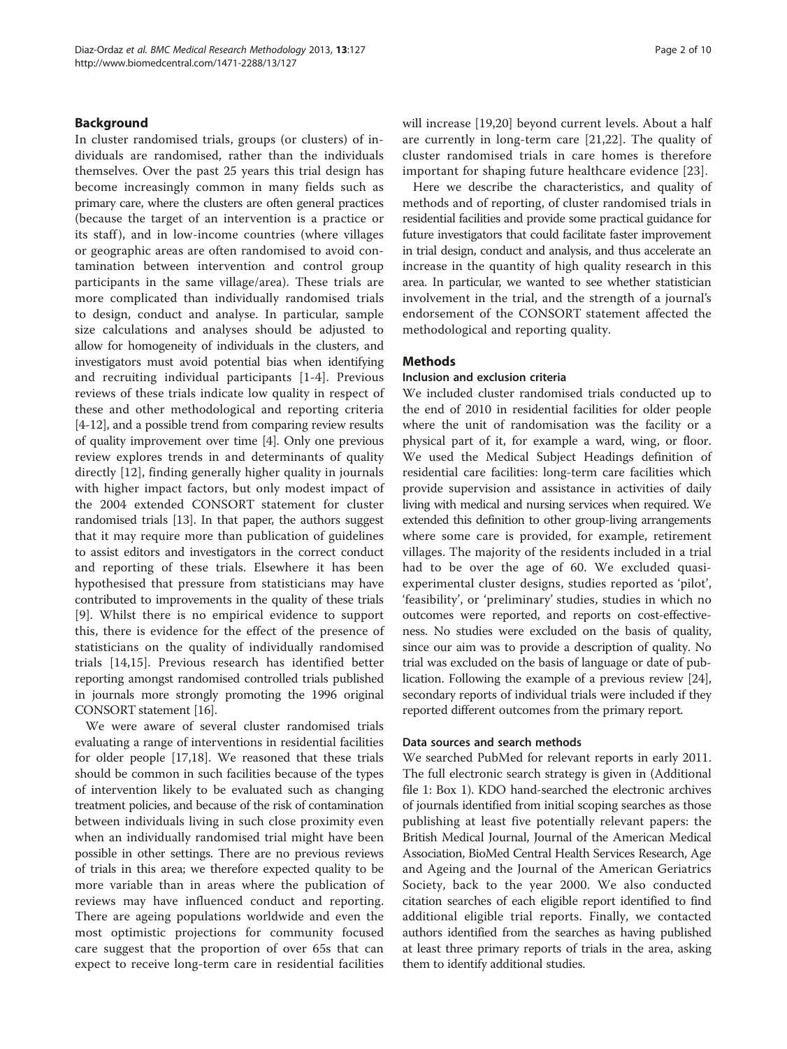## Background

In cluster randomised trials, groups (or clusters) of individuals are randomised, rather than the individuals themselves. Over the past 25 years this trial design has become increasingly common in many fields such as primary care, where the clusters are often general practices (because the target of an intervention is a practice or its staff), and in low-income countries (where villages or geographic areas are often randomised to avoid contamination between intervention and control group participants in the same village/area). These trials are more complicated than individually randomised trials to design, conduct and analyse. In particular, sample size calculations and analyses should be adjusted to allow for homogeneity of individuals in the clusters, and investigators must avoid potential bias when identifying and recruiting individual participants [1-4]. Previous reviews of these trials indicate low quality in respect of these and other methodological and reporting criteria [4-12], and a possible trend from comparing review results of quality improvement over time [4]. Only one previous review explores trends in and determinants of quality directly [12], finding generally higher quality in journals with higher impact factors, but only modest impact of the 2004 extended CONSORT statement for cluster randomised trials [13]. In that paper, the authors suggest that it may require more than publication of guidelines to assist editors and investigators in the correct conduct and reporting of these trials. Elsewhere it has been hypothesised that pressure from statisticians may have contributed to improvements in the quality of these trials [9]. Whilst there is no empirical evidence to support this, there is evidence for the effect of the presence of statisticians on the quality of individually randomised trials [14,15]. Previous research has identified better reporting amongst randomised controlled trials published in journals more strongly promoting the 1996 original CONSORT statement [16].

We were aware of several cluster randomised trials evaluating a range of interventions in residential facilities for older people [17,18]. We reasoned that these trials should be common in such facilities because of the types of intervention likely to be evaluated such as changing treatment policies, and because of the risk of contamination between individuals living in such close proximity even when an individually randomised trial might have been possible in other settings. There are no previous reviews of trials in this area; we therefore expected quality to be more variable than in areas where the publication of reviews may have influenced conduct and reporting. There are ageing populations worldwide and even the most optimistic projections for community focused care suggest that the proportion of over 65s that can expect to receive long-term care in residential facilities will increase [19,20] beyond current levels. About a half are currently in long-term care [21,22]. The quality of cluster randomised trials in care homes is therefore important for shaping future healthcare evidence [23].

Here we describe the characteristics, and quality of methods and of reporting, of cluster randomised trials in residential facilities and provide some practical guidance for future investigators that could facilitate faster improvement in trial design, conduct and analysis, and thus accelerate an increase in the quantity of high quality research in this area. In particular, we wanted to see whether statistician involvement in the trial, and the strength of a journal's endorsement of the CONSORT statement affected the methodological and reporting quality.

## Methods

### Inclusion and exclusion criteria

We included cluster randomised trials conducted up to the end of 2010 in residential facilities for older people where the unit of randomisation was the facility or a physical part of it, for example a ward, wing, or floor. We used the Medical Subject Headings definition of residential care facilities: long-term care facilities which provide supervision and assistance in activities of daily living with medical and nursing services when required. We extended this definition to other group-living arrangements where some care is provided, for example, retirement villages. The majority of the residents included in a trial had to be over the age of 60. We excluded quasi-experimental cluster designs, studies reported as 'pilot', 'feasibility', or 'preliminary' studies, studies in which no outcomes were reported, and reports on cost-effectiveness. No studies were excluded on the basis of quality, since our aim was to provide a description of quality. No trial was excluded on the basis of language or date of publication. Following the example of a previous review [24], secondary reports of individual trials were included if they reported different outcomes from the primary report.

### Data sources and search methods

We searched PubMed for relevant reports in early 2011. The full electronic search strategy is given in (Additional file 1: Box 1). KDO hand-searched the electronic archives of journals identified from initial scoping searches as those publishing at least five potentially relevant papers: the British Medical Journal, Journal of the American Medical Association, BioMed Central Health Services Research, Age and Ageing and the Journal of the American Geriatrics Society, back to the year 2000. We also conducted citation searches of each eligible report identified to find additional eligible trial reports. Finally, we contacted authors identified from the searches as having published at least three primary reports of trials in the area, asking them to identify additional studies.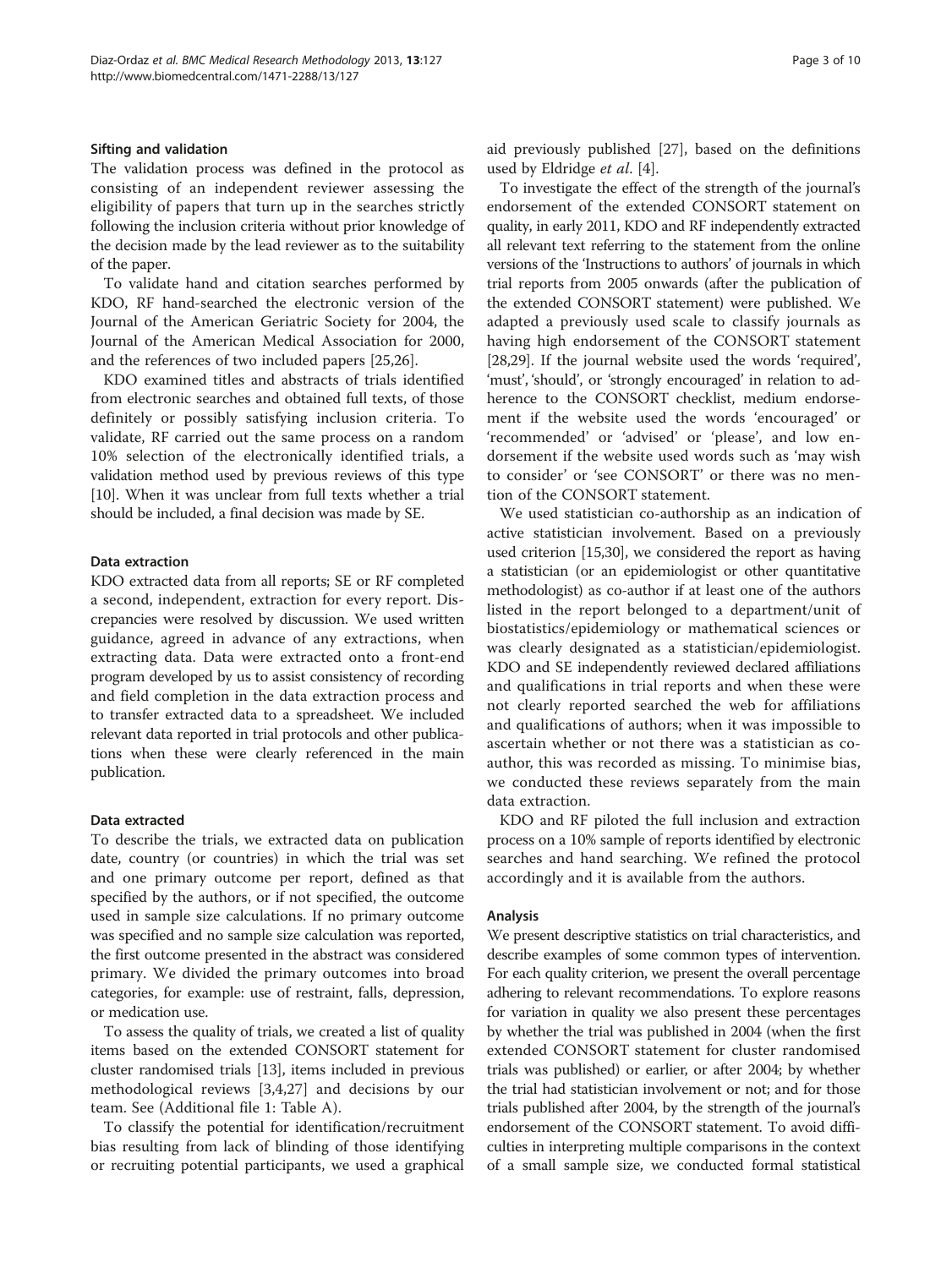#### Sifting and validation

The validation process was defined in the protocol as consisting of an independent reviewer assessing the eligibility of papers that turn up in the searches strictly following the inclusion criteria without prior knowledge of the decision made by the lead reviewer as to the suitability of the paper.

To validate hand and citation searches performed by KDO, RF hand-searched the electronic version of the Journal of the American Geriatric Society for 2004, the Journal of the American Medical Association for 2000, and the references of two included papers [25,26].

KDO examined titles and abstracts of trials identified from electronic searches and obtained full texts, of those definitely or possibly satisfying inclusion criteria. To validate, RF carried out the same process on a random 10% selection of the electronically identified trials, a validation method used by previous reviews of this type [10]. When it was unclear from full texts whether a trial should be included, a final decision was made by SE.

#### Data extraction

KDO extracted data from all reports; SE or RF completed a second, independent, extraction for every report. Discrepancies were resolved by discussion. We used written guidance, agreed in advance of any extractions, when extracting data. Data were extracted onto a front-end program developed by us to assist consistency of recording and field completion in the data extraction process and to transfer extracted data to a spreadsheet. We included relevant data reported in trial protocols and other publications when these were clearly referenced in the main publication.

#### Data extracted

To describe the trials, we extracted data on publication date, country (or countries) in which the trial was set and one primary outcome per report, defined as that specified by the authors, or if not specified, the outcome used in sample size calculations. If no primary outcome was specified and no sample size calculation was reported, the first outcome presented in the abstract was considered primary. We divided the primary outcomes into broad categories, for example: use of restraint, falls, depression, or medication use.

To assess the quality of trials, we created a list of quality items based on the extended CONSORT statement for cluster randomised trials [13], items included in previous methodological reviews [3,4,27] and decisions by our team. See (Additional file 1: Table A).

To classify the potential for identification/recruitment bias resulting from lack of blinding of those identifying or recruiting potential participants, we used a graphical aid previously published [27], based on the definitions used by Eldridge *et al*. [4].

To investigate the effect of the strength of the journal's endorsement of the extended CONSORT statement on quality, in early 2011, KDO and RF independently extracted all relevant text referring to the statement from the online versions of the 'Instructions to authors' of journals in which trial reports from 2005 onwards (after the publication of the extended CONSORT statement) were published. We adapted a previously used scale to classify journals as having high endorsement of the CONSORT statement [28,29]. If the journal website used the words 'required', 'must', 'should', or 'strongly encouraged' in relation to adherence to the CONSORT checklist, medium endorsement if the website used the words 'encouraged' or 'recommended' or 'advised' or 'please', and low endorsement if the website used words such as 'may wish to consider' or 'see CONSORT' or there was no mention of the CONSORT statement.

We used statistician co-authorship as an indication of active statistician involvement. Based on a previously used criterion [15,30], we considered the report as having a statistician (or an epidemiologist or other quantitative methodologist) as co-author if at least one of the authors listed in the report belonged to a department/unit of biostatistics/epidemiology or mathematical sciences or was clearly designated as a statistician/epidemiologist. KDO and SE independently reviewed declared affiliations and qualifications in trial reports and when these were not clearly reported searched the web for affiliations and qualifications of authors; when it was impossible to ascertain whether or not there was a statistician as co-author, this was recorded as missing. To minimise bias, we conducted these reviews separately from the main data extraction.

KDO and RF piloted the full inclusion and extraction process on a 10% sample of reports identified by electronic searches and hand searching. We refined the protocol accordingly and it is available from the authors.

#### Analysis

We present descriptive statistics on trial characteristics, and describe examples of some common types of intervention. For each quality criterion, we present the overall percentage adhering to relevant recommendations. To explore reasons for variation in quality we also present these percentages by whether the trial was published in 2004 (when the first extended CONSORT statement for cluster randomised trials was published) or earlier, or after 2004; by whether the trial had statistician involvement or not; and for those trials published after 2004, by the strength of the journal's endorsement of the CONSORT statement. To avoid difficulties in interpreting multiple comparisons in the context of a small sample size, we conducted formal statistical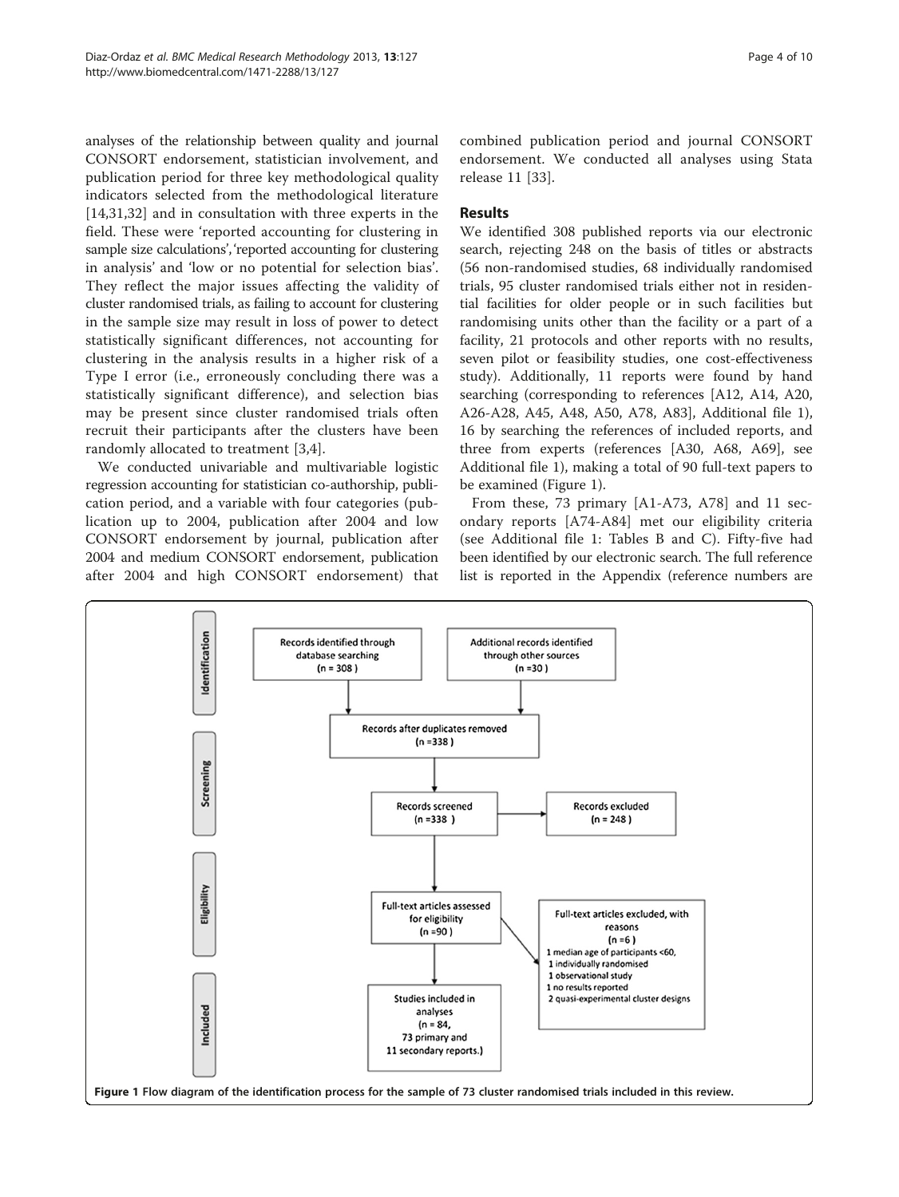analyses of the relationship between quality and journal CONSORT endorsement, statistician involvement, and publication period for three key methodological quality indicators selected from the methodological literature [14,31,32] and in consultation with three experts in the field. These were 'reported accounting for clustering in sample size calculations', 'reported accounting for clustering in analysis' and 'low or no potential for selection bias'. They reflect the major issues affecting the validity of cluster randomised trials, as failing to account for clustering in the sample size may result in loss of power to detect statistically significant differences, not accounting for clustering in the analysis results in a higher risk of a Type I error (i.e., erroneously concluding there was a statistically significant difference), and selection bias may be present since cluster randomised trials often recruit their participants after the clusters have been randomly allocated to treatment [3,4].

We conducted univariable and multivariable logistic regression accounting for statistician co-authorship, publication period, and a variable with four categories (publication up to 2004, publication after 2004 and low CONSORT endorsement by journal, publication after 2004 and medium CONSORT endorsement, publication after 2004 and high CONSORT endorsement) that combined publication period and journal CONSORT endorsement. We conducted all analyses using Stata release 11 [33].

## Results

We identified 308 published reports via our electronic search, rejecting 248 on the basis of titles or abstracts (56 non-randomised studies, 68 individually randomised trials, 95 cluster randomised trials either not in residential facilities for older people or in such facilities but randomising units other than the facility or a part of a facility, 21 protocols and other reports with no results, seven pilot or feasibility studies, one cost-effectiveness study). Additionally, 11 reports were found by hand searching (corresponding to references [A12, A14, A20, A26-A28, A45, A48, A50, A78, A83], Additional file 1), 16 by searching the references of included reports, and three from experts (references [A30, A68, A69], see Additional file 1), making a total of 90 full-text papers to be examined (Figure 1).

From these, 73 primary [A1-A73, A78] and 11 secondary reports [A74-A84] met our eligibility criteria (see Additional file 1: Tables B and C). Fifty-five had been identified by our electronic search. The full reference list is reported in the Appendix (reference numbers are

**Figure 1** Flow diagram of the identification process for the sample of 73 cluster randomised trials included in this review.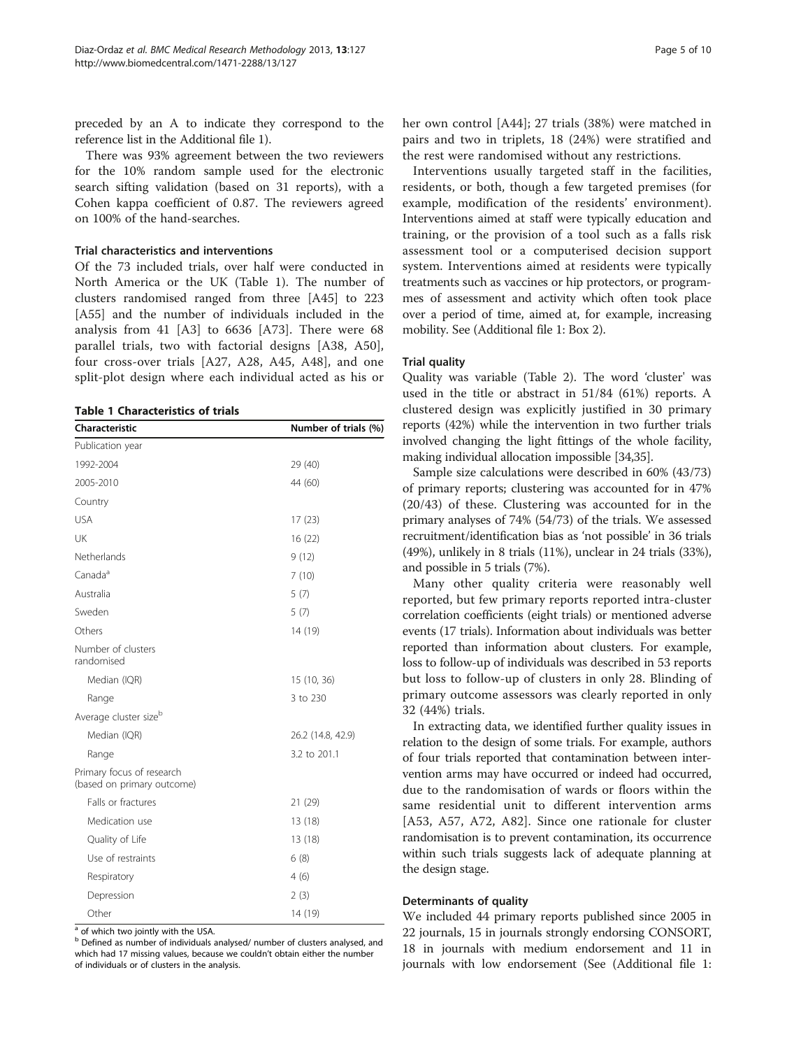preceded by an A to indicate they correspond to the reference list in the Additional file 1).

There was 93% agreement between the two reviewers for the 10% random sample used for the electronic search sifting validation (based on 31 reports), with a Cohen kappa coefficient of 0.87. The reviewers agreed on 100% of the hand-searches.

### Trial characteristics and interventions

Of the 73 included trials, over half were conducted in North America or the UK (Table 1). The number of clusters randomised ranged from three [A45] to 223 [A55] and the number of individuals included in the analysis from 41 [A3] to 6636 [A73]. There were 68 parallel trials, two with factorial designs [A38, A50], four cross-over trials [A27, A28, A45, A48], and one split-plot design where each individual acted as his or her own control [A44]; 27 trials (38%) were matched in pairs and two in triplets, 18 (24%) were stratified and the rest were randomised without any restrictions.

**Table 1 Characteristics of trials**

| Characteristic | Number of trials (%) |
|---|---|
| Publication year | |
| 1992-2004 | 29 (40) |
| 2005-2010 | 44 (60) |
| Country | |
| USA | 17 (23) |
| UK | 16 (22) |
| Netherlands | 9 (12) |
| Canada[a] | 7 (10) |
| Australia | 5 (7) |
| Sweden | 5 (7) |
| Others | 14 (19) |
| Number of clusters randomised | |
| Median (IQR) | 15 (10, 36) |
| Range | 3 to 230 |
| Average cluster size[b] | |
| Median (IQR) | 26.2 (14.8, 42.9) |
| Range | 3.2 to 201.1 |
| Primary focus of research (based on primary outcome) | |
| Falls or fractures | 21 (29) |
| Medication use | 13 (18) |
| Quality of Life | 13 (18) |
| Use of restraints | 6 (8) |
| Respiratory | 4 (6) |
| Depression | 2 (3) |
| Other | 14 (19) |

[a] of which two jointly with the USA.
[b] Defined as number of individuals analysed/ number of clusters analysed, and which had 17 missing values, because we couldn't obtain either the number of individuals or of clusters in the analysis.

Interventions usually targeted staff in the facilities, residents, or both, though a few targeted premises (for example, modification of the residents' environment). Interventions aimed at staff were typically education and training, or the provision of a tool such as a falls risk assessment tool or a computerised decision support system. Interventions aimed at residents were typically treatments such as vaccines or hip protectors, or programmes of assessment and activity which often took place over a period of time, aimed at, for example, increasing mobility. See (Additional file 1: Box 2).

### Trial quality

Quality was variable (Table 2). The word 'cluster' was used in the title or abstract in 51/84 (61%) reports. A clustered design was explicitly justified in 30 primary reports (42%) while the intervention in two further trials involved changing the light fittings of the whole facility, making individual allocation impossible [34,35].

Sample size calculations were described in 60% (43/73) of primary reports; clustering was accounted for in 47% (20/43) of these. Clustering was accounted for in the primary analyses of 74% (54/73) of the trials. We assessed recruitment/identification bias as 'not possible' in 36 trials (49%), unlikely in 8 trials (11%), unclear in 24 trials (33%), and possible in 5 trials (7%).

Many other quality criteria were reasonably well reported, but few primary reports reported intra-cluster correlation coefficients (eight trials) or mentioned adverse events (17 trials). Information about individuals was better reported than information about clusters. For example, loss to follow-up of individuals was described in 53 reports but loss to follow-up of clusters in only 28. Blinding of primary outcome assessors was clearly reported in only 32 (44%) trials.

In extracting data, we identified further quality issues in relation to the design of some trials. For example, authors of four trials reported that contamination between intervention arms may have occurred or indeed had occurred, due to the randomisation of wards or floors within the same residential unit to different intervention arms [A53, A57, A72, A82]. Since one rationale for cluster randomisation is to prevent contamination, its occurrence within such trials suggests lack of adequate planning at the design stage.

### Determinants of quality

We included 44 primary reports published since 2005 in 22 journals, 15 in journals strongly endorsing CONSORT, 18 in journals with medium endorsement and 11 in journals with low endorsement (See (Additional file 1: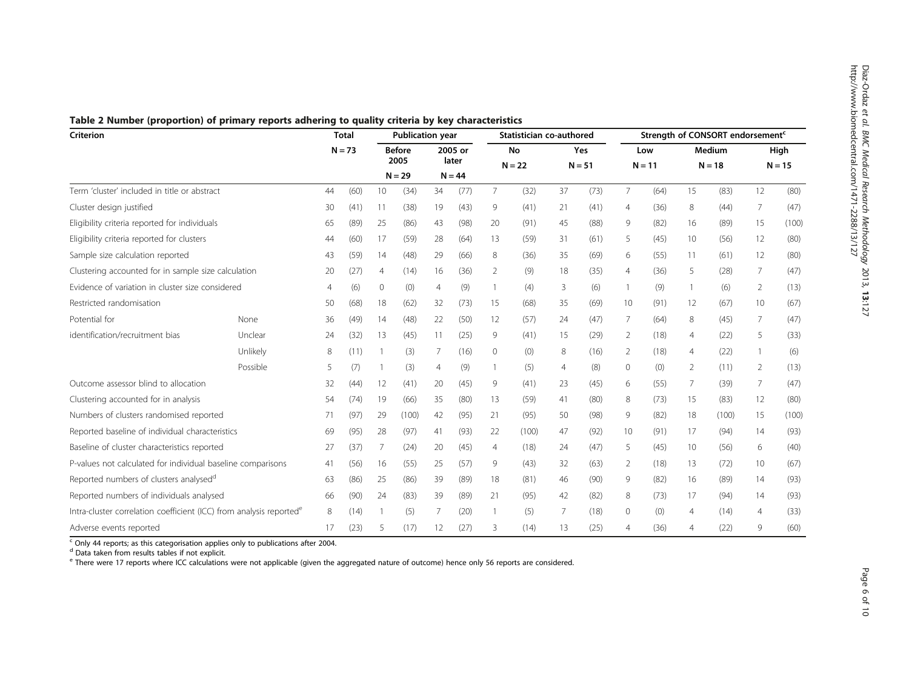**Table 2 Number (proportion) of primary reports adhering to quality criteria by key characteristics**

| Criterion | | Total | | Publication year | | | | Statistician co-authored | | | | Strength of CONSORT endorsement[c] | | | | | |
|---|---|---|---|---|---|---|---|---|---|---|---|---|---|---|---|---|---|
| | | N = 73 | | Before 2005 N = 29 | | 2005 or later N = 44 | | No N = 22 | | Yes N = 51 | | Low N = 11 | | Medium N = 18 | | High N = 15 | |
| Term 'cluster' included in title or abstract | | 44 | (60) | 10 | (34) | 34 | (77) | 7 | (32) | 37 | (73) | 7 | (64) | 15 | (83) | 12 | (80) |
| Cluster design justified | | 30 | (41) | 11 | (38) | 19 | (43) | 9 | (41) | 21 | (41) | 4 | (36) | 8 | (44) | 7 | (47) |
| Eligibility criteria reported for individuals | | 65 | (89) | 25 | (86) | 43 | (98) | 20 | (91) | 45 | (88) | 9 | (82) | 16 | (89) | 15 | (100) |
| Eligibility criteria reported for clusters | | 44 | (60) | 17 | (59) | 28 | (64) | 13 | (59) | 31 | (61) | 5 | (45) | 10 | (56) | 12 | (80) |
| Sample size calculation reported | | 43 | (59) | 14 | (48) | 29 | (66) | 8 | (36) | 35 | (69) | 6 | (55) | 11 | (61) | 12 | (80) |
| Clustering accounted for in sample size calculation | | 20 | (27) | 4 | (14) | 16 | (36) | 2 | (9) | 18 | (35) | 4 | (36) | 5 | (28) | 7 | (47) |
| Evidence of variation in cluster size considered | | 4 | (6) | 0 | (0) | 4 | (9) | 1 | (4) | 3 | (6) | 1 | (9) | 1 | (6) | 2 | (13) |
| Restricted randomisation | | 50 | (68) | 18 | (62) | 32 | (73) | 15 | (68) | 35 | (69) | 10 | (91) | 12 | (67) | 10 | (67) |
| Potential for identification/recruitment bias | None | 36 | (49) | 14 | (48) | 22 | (50) | 12 | (57) | 24 | (47) | 7 | (64) | 8 | (45) | 7 | (47) |
| | Unclear | 24 | (32) | 13 | (45) | 11 | (25) | 9 | (41) | 15 | (29) | 2 | (18) | 4 | (22) | 5 | (33) |
| | Unlikely | 8 | (11) | 1 | (3) | 7 | (16) | 0 | (0) | 8 | (16) | 2 | (18) | 4 | (22) | 1 | (6) |
| | Possible | 5 | (7) | 1 | (3) | 4 | (9) | 1 | (5) | 4 | (8) | 0 | (0) | 2 | (11) | 2 | (13) |
| Outcome assessor blind to allocation | | 32 | (44) | 12 | (41) | 20 | (45) | 9 | (41) | 23 | (45) | 6 | (55) | 7 | (39) | 7 | (47) |
| Clustering accounted for in analysis | | 54 | (74) | 19 | (66) | 35 | (80) | 13 | (59) | 41 | (80) | 8 | (73) | 15 | (83) | 12 | (80) |
| Numbers of clusters randomised reported | | 71 | (97) | 29 | (100) | 42 | (95) | 21 | (95) | 50 | (98) | 9 | (82) | 18 | (100) | 15 | (100) |
| Reported baseline of individual characteristics | | 69 | (95) | 28 | (97) | 41 | (93) | 22 | (100) | 47 | (92) | 10 | (91) | 17 | (94) | 14 | (93) |
| Baseline of cluster characteristics reported | | 27 | (37) | 7 | (24) | 20 | (45) | 4 | (18) | 24 | (47) | 5 | (45) | 10 | (56) | 6 | (40) |
| P-values not calculated for individual baseline comparisons | | 41 | (56) | 16 | (55) | 25 | (57) | 9 | (43) | 32 | (63) | 2 | (18) | 13 | (72) | 10 | (67) |
| Reported numbers of clusters analysed[d] | | 63 | (86) | 25 | (86) | 39 | (89) | 18 | (81) | 46 | (90) | 9 | (82) | 16 | (89) | 14 | (93) |
| Reported numbers of individuals analysed | | 66 | (90) | 24 | (83) | 39 | (89) | 21 | (95) | 42 | (82) | 8 | (73) | 17 | (94) | 14 | (93) |
| Intra-cluster correlation coefficient (ICC) from analysis reported[e] | | 8 | (14) | 1 | (5) | 7 | (20) | 1 | (5) | 7 | (18) | 0 | (0) | 4 | (14) | 4 | (33) |
| Adverse events reported | | 17 | (23) | 5 | (17) | 12 | (27) | 3 | (14) | 13 | (25) | 4 | (36) | 4 | (22) | 9 | (60) |

[c] Only 44 reports; as this categorisation applies only to publications after 2004.
[d] Data taken from results tables if not explicit.
[e] There were 17 reports where ICC calculations were not applicable (given the aggregated nature of outcome) hence only 56 reports are considered.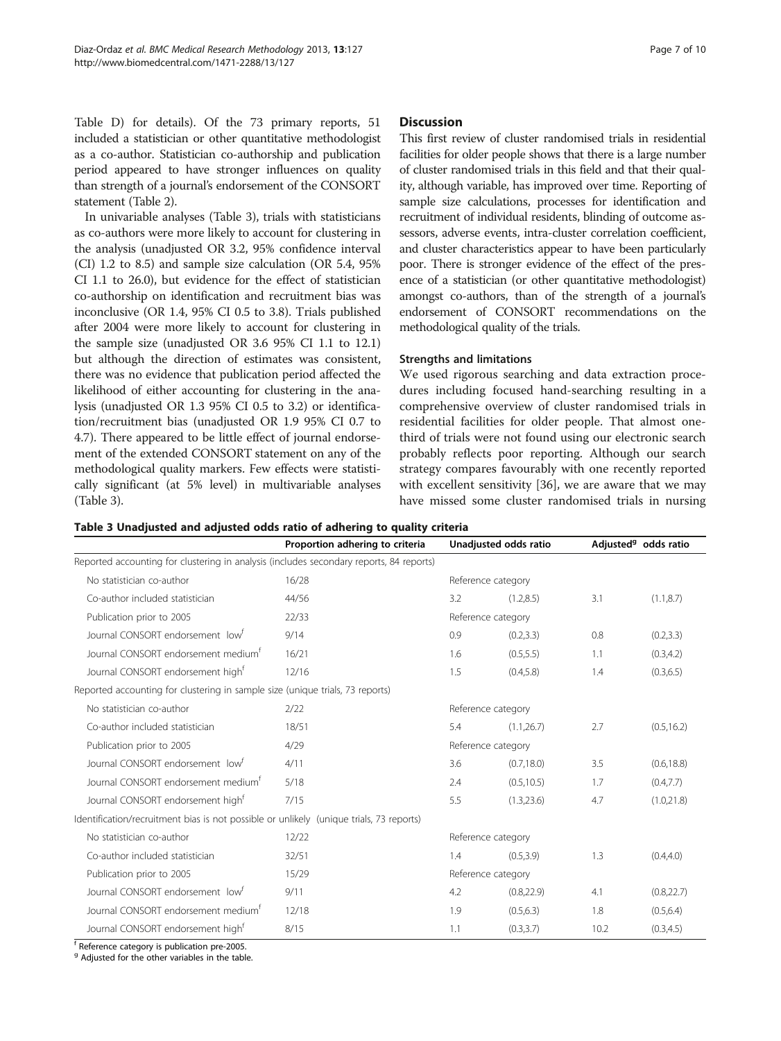Table D) for details). Of the 73 primary reports, 51 included a statistician or other quantitative methodologist as a co-author. Statistician co-authorship and publication period appeared to have stronger influences on quality than strength of a journal's endorsement of the CONSORT statement (Table 2).

In univariable analyses (Table 3), trials with statisticians as co-authors were more likely to account for clustering in the analysis (unadjusted OR 3.2, 95% confidence interval (CI) 1.2 to 8.5) and sample size calculation (OR 5.4, 95% CI 1.1 to 26.0), but evidence for the effect of statistician co-authorship on identification and recruitment bias was inconclusive (OR 1.4, 95% CI 0.5 to 3.8). Trials published after 2004 were more likely to account for clustering in the sample size (unadjusted OR 3.6 95% CI 1.1 to 12.1) but although the direction of estimates was consistent, there was no evidence that publication period affected the likelihood of either accounting for clustering in the analysis (unadjusted OR 1.3 95% CI 0.5 to 3.2) or identification/recruitment bias (unadjusted OR 1.9 95% CI 0.7 to 4.7). There appeared to be little effect of journal endorsement of the extended CONSORT statement on any of the methodological quality markers. Few effects were statistically significant (at 5% level) in multivariable analyses (Table 3).

## Discussion

This first review of cluster randomised trials in residential facilities for older people shows that there is a large number of cluster randomised trials in this field and that their quality, although variable, has improved over time. Reporting of sample size calculations, processes for identification and recruitment of individual residents, blinding of outcome assessors, adverse events, intra-cluster correlation coefficient, and cluster characteristics appear to have been particularly poor. There is stronger evidence of the effect of the presence of a statistician (or other quantitative methodologist) amongst co-authors, than of the strength of a journal's endorsement of CONSORT recommendations on the methodological quality of the trials.

### Strengths and limitations

We used rigorous searching and data extraction procedures including focused hand-searching resulting in a comprehensive overview of cluster randomised trials in residential facilities for older people. That almost one-third of trials were not found using our electronic search probably reflects poor reporting. Although our search strategy compares favourably with one recently reported with excellent sensitivity [36], we are aware that we may have missed some cluster randomised trials in nursing

**Table 3 Unadjusted and adjusted odds ratio of adhering to quality criteria**

| | Proportion adhering to criteria | Unadjusted odds ratio | | Adjusted[g] odds ratio | |
|---|---|---|---|---|---|
| Reported accounting for clustering in analysis (includes secondary reports, 84 reports) | | | | | |
| No statistician co-author | 16/28 | Reference category | | | |
| Co-author included statistician | 44/56 | 3.2 | (1.2,8.5) | 3.1 | (1.1,8.7) |
| Publication prior to 2005 | 22/33 | Reference category | | | |
| Journal CONSORT endorsement low[f] | 9/14 | 0.9 | (0.2,3.3) | 0.8 | (0.2,3.3) |
| Journal CONSORT endorsement medium[f] | 16/21 | 1.6 | (0.5,5.5) | 1.1 | (0.3,4.2) |
| Journal CONSORT endorsement high[f] | 12/16 | 1.5 | (0.4,5.8) | 1.4 | (0.3,6.5) |
| Reported accounting for clustering in sample size (unique trials, 73 reports) | | | | | |
| No statistician co-author | 2/22 | Reference category | | | |
| Co-author included statistician | 18/51 | 5.4 | (1.1,26.7) | 2.7 | (0.5,16.2) |
| Publication prior to 2005 | 4/29 | Reference category | | | |
| Journal CONSORT endorsement low[f] | 4/11 | 3.6 | (0.7,18.0) | 3.5 | (0.6,18.8) |
| Journal CONSORT endorsement medium[f] | 5/18 | 2.4 | (0.5,10.5) | 1.7 | (0.4,7.7) |
| Journal CONSORT endorsement high[f] | 7/15 | 5.5 | (1.3,23.6) | 4.7 | (1.0,21.8) |
| Identification/recruitment bias is not possible or unlikely (unique trials, 73 reports) | | | | | |
| No statistician co-author | 12/22 | Reference category | | | |
| Co-author included statistician | 32/51 | 1.4 | (0.5,3.9) | 1.3 | (0.4,4.0) |
| Publication prior to 2005 | 15/29 | Reference category | | | |
| Journal CONSORT endorsement low[f] | 9/11 | 4.2 | (0.8,22.9) | 4.1 | (0.8,22.7) |
| Journal CONSORT endorsement medium[f] | 12/18 | 1.9 | (0.5,6.3) | 1.8 | (0.5,6.4) |
| Journal CONSORT endorsement high[f] | 8/15 | 1.1 | (0.3,3.7) | 10.2 | (0.3,4.5) |

[f] Reference category is publication pre-2005.
[g] Adjusted for the other variables in the table.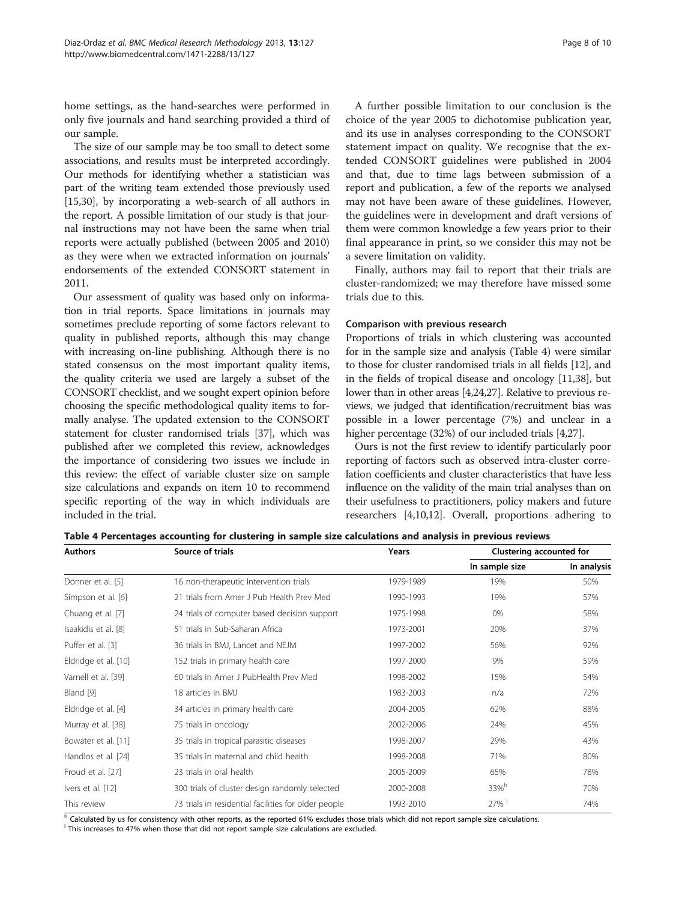home settings, as the hand-searches were performed in only five journals and hand searching provided a third of our sample.

The size of our sample may be too small to detect some associations, and results must be interpreted accordingly. Our methods for identifying whether a statistician was part of the writing team extended those previously used [15,30], by incorporating a web-search of all authors in the report. A possible limitation of our study is that journal instructions may not have been the same when trial reports were actually published (between 2005 and 2010) as they were when we extracted information on journals' endorsements of the extended CONSORT statement in 2011.

Our assessment of quality was based only on information in trial reports. Space limitations in journals may sometimes preclude reporting of some factors relevant to quality in published reports, although this may change with increasing on-line publishing. Although there is no stated consensus on the most important quality items, the quality criteria we used are largely a subset of the CONSORT checklist, and we sought expert opinion before choosing the specific methodological quality items to formally analyse. The updated extension to the CONSORT statement for cluster randomised trials [37], which was published after we completed this review, acknowledges the importance of considering two issues we include in this review: the effect of variable cluster size on sample size calculations and expands on item 10 to recommend specific reporting of the way in which individuals are included in the trial.

A further possible limitation to our conclusion is the choice of the year 2005 to dichotomise publication year, and its use in analyses corresponding to the CONSORT statement impact on quality. We recognise that the extended CONSORT guidelines were published in 2004 and that, due to time lags between submission of a report and publication, a few of the reports we analysed may not have been aware of these guidelines. However, the guidelines were in development and draft versions of them were common knowledge a few years prior to their final appearance in print, so we consider this may not be a severe limitation on validity.

Finally, authors may fail to report that their trials are cluster-randomized; we may therefore have missed some trials due to this.

### Comparison with previous research

Proportions of trials in which clustering was accounted for in the sample size and analysis (Table 4) were similar to those for cluster randomised trials in all fields [12], and in the fields of tropical disease and oncology [11,38], but lower than in other areas [4,24,27]. Relative to previous reviews, we judged that identification/recruitment bias was possible in a lower percentage (7%) and unclear in a higher percentage (32%) of our included trials [4,27].

Ours is not the first review to identify particularly poor reporting of factors such as observed intra-cluster correlation coefficients and cluster characteristics that have less influence on the validity of the main trial analyses than on their usefulness to practitioners, policy makers and future researchers [4,10,12]. Overall, proportions adhering to

**Table 4 Percentages accounting for clustering in sample size calculations and analysis in previous reviews**

| Authors | Source of trials | Years | Clustering accounted for | |
|---|---|---|---|---|
| | | | In sample size | In analysis |
| Donner et al. [5] | 16 non-therapeutic Intervention trials | 1979-1989 | 19% | 50% |
| Simpson et al. [6] | 21 trials from Amer J Pub Health Prev Med | 1990-1993 | 19% | 57% |
| Chuang et al. [7] | 24 trials of computer based decision support | 1975-1998 | 0% | 58% |
| Isaakidis et al. [8] | 51 trials in Sub-Saharan Africa | 1973-2001 | 20% | 37% |
| Puffer et al. [3] | 36 trials in BMJ, Lancet and NEJM | 1997-2002 | 56% | 92% |
| Eldridge et al. [10] | 152 trials in primary health care | 1997-2000 | 9% | 59% |
| Varnell et al. [39] | 60 trials in Amer J PubHealth Prev Med | 1998-2002 | 15% | 54% |
| Bland [9] | 18 articles in BMJ | 1983-2003 | n/a | 72% |
| Eldridge et al. [4] | 34 articles in primary health care | 2004-2005 | 62% | 88% |
| Murray et al. [38] | 75 trials in oncology | 2002-2006 | 24% | 45% |
| Bowater et al. [11] | 35 trials in tropical parasitic diseases | 1998-2007 | 29% | 43% |
| Handlos et al. [24] | 35 trials in maternal and child health | 1998-2008 | 71% | 80% |
| Froud et al. [27] | 23 trials in oral health | 2005-2009 | 65% | 78% |
| Ivers et al. [12] | 300 trials of cluster design randomly selected | 2000-2008 | 33% [h] | 70% |
| This review | 73 trials in residential facilities for older people | 1993-2010 | 27% [i] | 74% |

[h] Calculated by us for consistency with other reports, as the reported 61% excludes those trials which did not report sample size calculations.
[i] This increases to 47% when those that did not report sample size calculations are excluded.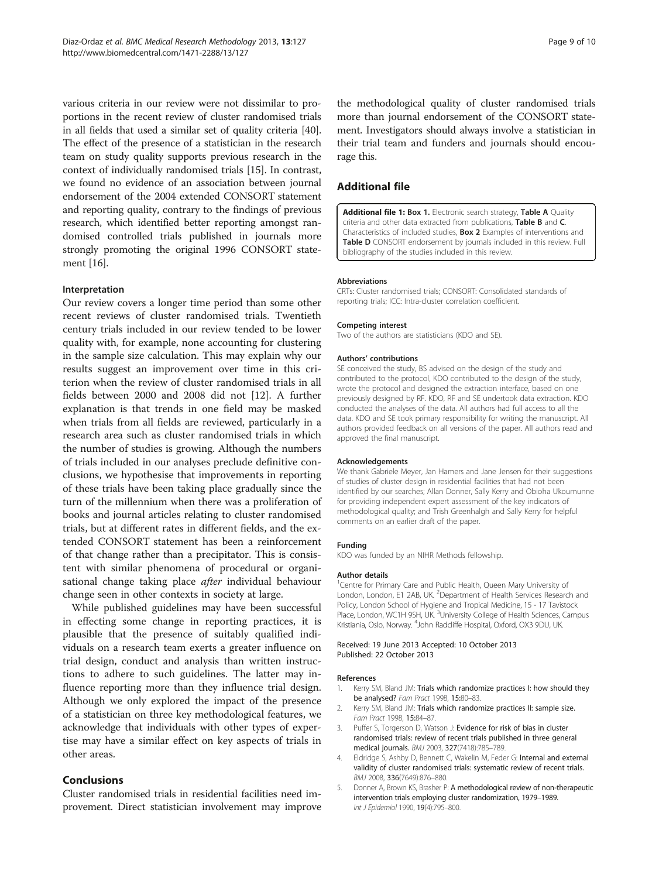various criteria in our review were not dissimilar to proportions in the recent review of cluster randomised trials in all fields that used a similar set of quality criteria [40]. The effect of the presence of a statistician in the research team on study quality supports previous research in the context of individually randomised trials [15]. In contrast, we found no evidence of an association between journal endorsement of the 2004 extended CONSORT statement and reporting quality, contrary to the findings of previous research, which identified better reporting amongst randomised controlled trials published in journals more strongly promoting the original 1996 CONSORT statement [16].

### Interpretation

Our review covers a longer time period than some other recent reviews of cluster randomised trials. Twentieth century trials included in our review tended to be lower quality with, for example, none accounting for clustering in the sample size calculation. This may explain why our results suggest an improvement over time in this criterion when the review of cluster randomised trials in all fields between 2000 and 2008 did not [12]. A further explanation is that trends in one field may be masked when trials from all fields are reviewed, particularly in a research area such as cluster randomised trials in which the number of studies is growing. Although the numbers of trials included in our analyses preclude definitive conclusions, we hypothesise that improvements in reporting of these trials have been taking place gradually since the turn of the millennium when there was a proliferation of books and journal articles relating to cluster randomised trials, but at different rates in different fields, and the extended CONSORT statement has been a reinforcement of that change rather than a precipitator. This is consistent with similar phenomena of procedural or organisational change taking place *after* individual behaviour change seen in other contexts in society at large.

While published guidelines may have been successful in effecting some change in reporting practices, it is plausible that the presence of suitably qualified individuals on a research team exerts a greater influence on trial design, conduct and analysis than written instructions to adhere to such guidelines. The latter may influence reporting more than they influence trial design. Although we only explored the impact of the presence of a statistician on three key methodological features, we acknowledge that individuals with other types of expertise may have a similar effect on key aspects of trials in other areas.

## Conclusions

Cluster randomised trials in residential facilities need improvement. Direct statistician involvement may improve the methodological quality of cluster randomised trials more than journal endorsement of the CONSORT statement. Investigators should always involve a statistician in their trial team and funders and journals should encourage this.

## Additional file

**Additional file 1: Box 1.** Electronic search strategy, **Table A** Quality criteria and other data extracted from publications, **Table B** and **C**. Characteristics of included studies, **Box 2** Examples of interventions and **Table D** CONSORT endorsement by journals included in this review. Full bibliography of the studies included in this review.

#### Abbreviations

CRTs: Cluster randomised trials; CONSORT: Consolidated standards of reporting trials; ICC: Intra-cluster correlation coefficient.

#### Competing interest

Two of the authors are statisticians (KDO and SE).

#### Authors' contributions

SE conceived the study, BS advised on the design of the study and contributed to the protocol, KDO contributed to the design of the study, wrote the protocol and designed the extraction interface, based on one previously designed by RF. KDO, RF and SE undertook data extraction. KDO conducted the analyses of the data. All authors had full access to all the data. KDO and SE took primary responsibility for writing the manuscript. All authors provided feedback on all versions of the paper. All authors read and approved the final manuscript.

#### Acknowledgements

We thank Gabriele Meyer, Jan Hamers and Jane Jensen for their suggestions of studies of cluster design in residential facilities that had not been identified by our searches; Allan Donner, Sally Kerry and Obioha Ukoumunne for providing independent expert assessment of the key indicators of methodological quality; and Trish Greenhalgh and Sally Kerry for helpful comments on an earlier draft of the paper.

#### Funding

KDO was funded by an NIHR Methods fellowship.

#### Author details

[1]Centre for Primary Care and Public Health, Queen Mary University of London, London, E1 2AB, UK. [2]Department of Health Services Research and Policy, London School of Hygiene and Tropical Medicine, 15 - 17 Tavistock Place, London, WC1H 9SH, UK. [3]University College of Health Sciences, Campus Kristiania, Oslo, Norway. [4]John Radcliffe Hospital, Oxford, OX3 9DU, UK.

Received: 19 June 2013 Accepted: 10 October 2013
Published: 22 October 2013

#### References

1. Kerry SM, Bland JM: **Trials which randomize practices I: how should they be analysed?** *Fam Pract* 1998, **15:**80–83.
2. Kerry SM, Bland JM: **Trials which randomize practices II: sample size.** *Fam Pract* 1998, **15:**84–87.
3. Puffer S, Torgerson D, Watson J: **Evidence for risk of bias in cluster randomised trials: review of recent trials published in three general medical journals.** *BMJ* 2003, **327**(7418):785–789.
4. Eldridge S, Ashby D, Bennett C, Wakelin M, Feder G: **Internal and external validity of cluster randomised trials: systematic review of recent trials.** *BMJ* 2008, **336**(7649):876–880.
5. Donner A, Brown KS, Brasher P: **A methodological review of non-therapeutic intervention trials employing cluster randomization, 1979–1989.** *Int J Epidemiol* 1990, **19**(4):795–800.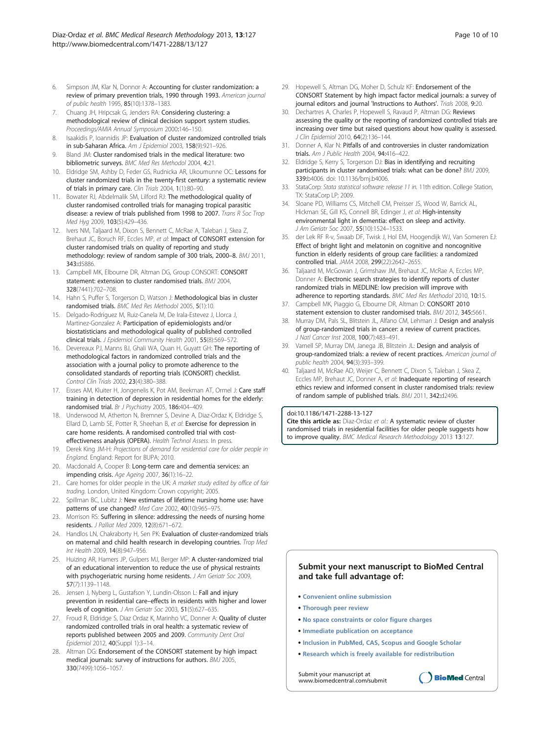6. Simpson JM, Klar N, Donnor A: **Accounting for cluster randomization: a review of primary prevention trials, 1990 through 1993.** *American journal of public health* 1995, **85**(10):1378–1383.
7. Chuang JH, Hripcsak G, Jenders RA: **Considering clustering: a methodological review of clinical decision support system studies.** *Proceedings/AMIA Annual Symposium* 2000:146–150.
8. Isaakidis P, Ioannidis JP: **Evaluation of cluster randomized controlled trials in sub-Saharan Africa.** *Am J Epidemiol* 2003, **158**(9):921–926.
9. Bland JM: **Cluster randomised trials in the medical literature: two bibliometric surveys.** *BMC Med Res Methodol* 2004, **4**:21.
10. Eldridge SM, Ashby D, Feder GS, Rudnicka AR, Ukoumunne OC: **Lessons for cluster randomized trials in the twenty-first century: a systematic review of trials in primary care.** *Clin Trials* 2004, **1**(1):80–90.
11. Bowater RJ, Abdelmalik SM, Lilford RJ: **The methodological quality of cluster randomised controlled trials for managing tropical parasitic disease: a review of trials published from 1998 to 2007.** *Trans R Soc Trop Med Hyg* 2009, **103**(5):429–436.
12. Ivers NM, Taljaard M, Dixon S, Bennett C, McRae A, Taleban J, Skea Z, Brehaut JC, Boruch RF, Eccles MP, *et al*: **Impact of CONSORT extension for cluster randomised trials on quality of reporting and study methodology: review of random sample of 300 trials, 2000–8.** *BMJ* 2011, **343**:d5886.
13. Campbell MK, Elbourne DR, Altman DG, Group CONSORT: **CONSORT statement: extension to cluster randomised trials.** *BMJ* 2004, **328**(7441):702–708.
14. Hahn S, Puffer S, Torgerson D, Watson J: **Methodological bias in cluster randomised trials.** *BMC Med Res Methodol* 2005, **5**(1):10.
15. Delgado-Rodriguez M, Ruiz-Canela M, De Irala-Estevez J, Llorca J, Martinez-Gonzalez A: **Participation of epidemiologists and/or biostatisticians and methodological quality of published controlled clinical trials.** *J Epidemiol Community Health* 2001, **55**(8):569–572.
16. Devereaux PJ, Manns BJ, Ghali WA, Quan H, Guyatt GH: **The reporting of methodological factors in randomized controlled trials and the association with a journal policy to promote adherence to the consolidated standards of reporting trials (CONSORT) checklist.** *Control Clin Trials* 2002, **23**(4):380–388.
17. Eisses AM, Kluiter H, Jongenelis K, Pot AM, Beekman AT, Ormel J: **Care staff training in detection of depression in residential homes for the elderly: randomised trial.** *Br J Psychiatry* 2005, **186**:404–409.
18. Underwood M, Atherton N, Bremner S, Devine A, Diaz-Ordaz K, Eldridge S, Ellard D, Lamb SE, Potter R, Sheehan B, *et al*: **Exercise for depression in care home residents. A randomised controlled trial with cost-effectiveness analysis (OPERA).** *Health Technol Assess*. In press.
19. Derek King JM-H: *Projections of demand for residential care for older people in England*. England: Report for BUPA; 2010.
20. Macdonald A, Cooper B: **Long-term care and dementia services: an impending crisis.** *Age Ageing* 2007, **36**(1):16–22.
21. Care homes for older people in the UK: *A market study edited by office of fair trading*. London, United Kingdom: Crown copyright; 2005.
22. Spillman BC, Lubitz J: **New estimates of lifetime nursing home use: have patterns of use changed?** *Med Care* 2002, **40**(10):965–975.
23. Morrison RS: **Suffering in silence: addressing the needs of nursing home residents.** *J Palliat Med* 2009, **12**(8):671–672.
24. Handlos LN, Chakraborty H, Sen PK: **Evaluation of cluster-randomized trials on maternal and child health research in developing countries.** *Trop Med Int Health* 2009, **14**(8):947–956.
25. Huizing AR, Hamers JP, Gulpers MJ, Berger MP: **A cluster-randomized trial of an educational intervention to reduce the use of physical restraints with psychogeriatric nursing home residents.** *J Am Geriatr Soc* 2009, **57**(7):1139–1148.
26. Jensen J, Nyberg L, Gustafson Y, Lundin-Olsson L: **Fall and injury prevention in residential care–effects in residents with higher and lower levels of cognition.** *J Am Geriatr Soc* 2003, **51**(5):627–635.
27. Froud R, Eldridge S, Diaz Ordaz K, Marinho VC, Donner A: **Quality of cluster randomized controlled trials in oral health: a systematic review of reports published between 2005 and 2009.** *Community Dent Oral Epidemiol* 2012, **40**(Suppl 1):3–14.
28. Altman DG: **Endorsement of the CONSORT statement by high impact medical journals: survey of instructions for authors.** *BMJ* 2005, **330**(7499):1056–1057.
29. Hopewell S, Altman DG, Moher D, Schulz KF: **Endorsement of the CONSORT Statement by high impact factor medical journals: a survey of journal editors and journal 'Instructions to Authors'.** *Trials* 2008, **9**:20.
30. Dechartres A, Charles P, Hopewell S, Ravaud P, Altman DG: **Reviews assessing the quality or the reporting of randomized controlled trials are increasing over time but raised questions about how quality is assessed.** *J Clin Epidemiol* 2010, **64**(2):136–144.
31. Donner A, Klar N: **Pitfalls of and controversies in cluster randomization trials.** *Am J Public Health* 2004, **94**:416–422.
32. Eldridge S, Kerry S, Torgerson DJ: **Bias in identifying and recruiting participants in cluster randomised trials: what can be done?** *BMJ* 2009, **339**:b4006. doi: 10.1136/bmj.b4006.
33. StataCorp: *Stata statistical software: release 11 in*. 11th edition. College Station, TX: StataCorp LP; 2009.
34. Sloane PD, Williams CS, Mitchell CM, Preisser JS, Wood W, Barrick AL, Hickman SE, Gill KS, Connell BR, Edinger J, *et al*: **High-intensity environmental light in dementia: effect on sleep and activity.** *J Am Geriatr Soc* 2007, **55**(10):1524–1533.
35. der Lek RF R-v, Swaab DF, Twisk J, Hol EM, Hoogendijk WJ, Van Someren EJ: **Effect of bright light and melatonin on cognitive and noncognitive function in elderly residents of group care facilities: a randomized controlled trial.** *JAMA* 2008, **299**(22):2642–2655.
36. Taljaard M, McGowan J, Grimshaw JM, Brehaut JC, McRae A, Eccles MP, Donner A: **Electronic search strategies to identify reports of cluster randomized trials in MEDLINE: low precision will improve with adherence to reporting standards.** *BMC Med Res Methodol* 2010, **10**:15.
37. Campbell MK, Piaggio G, Elbourne DR, Altman D: **CONSORT 2010 statement extension to cluster randomised trials.** *BMJ* 2012, **345**:5661.
38. Murray DM, Pals SL, Blitstein JL, Alfano CM, Lehman J: **Design and analysis of group-randomized trials in cancer: a review of current practices.** *J Natl Cancer Inst* 2008, **100**(7):483–491.
39. Varnell SP, Murray DM, Janega JB, Blitstein JL: **Design and analysis of group-randomized trials: a review of recent practices.** *American journal of public health* 2004, **94**(3):393–399.
40. Taljaard M, McRae AD, Weijer C, Bennett C, Dixon S, Taleban J, Skea Z, Eccles MP, Brehaut JC, Donner A, *et al*: **Inadequate reporting of research ethics review and informed consent in cluster randomised trials: review of random sample of published trials.** *BMJ* 2011, **342**:d2496.

doi:10.1186/1471-2288-13-127

**Cite this article as:** Diaz-Ordaz *et al.*: A systematic review of cluster randomised trials in residential facilities for older people suggests how to improve quality. *BMC Medical Research Methodology* 2013 **13**:127.

**Submit your next manuscript to BioMed Central and take full advantage of:**

- **Convenient online submission**
- **Thorough peer review**
- **No space constraints or color figure charges**
- **Immediate publication on acceptance**
- **Inclusion in PubMed, CAS, Scopus and Google Scholar**
- **Research which is freely available for redistribution**

Submit your manuscript at
www.biomedcentral.com/submit

**BioMed** Central